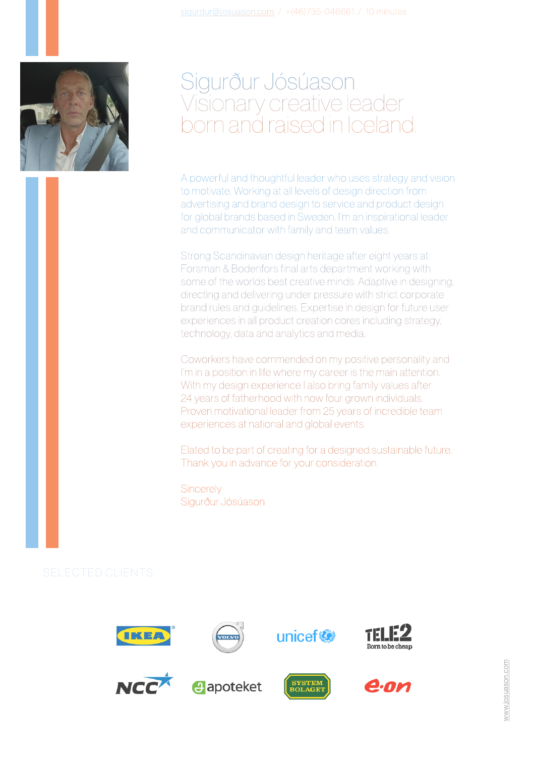sigurdur@josuason.com / +(46)735-046661 / 10 minutes

# Sigurður Jósúason
## Visionary creative leader born and raised in Iceland.

A powerful and thoughtful leader who uses strategy and vision to motivate. Working at all levels of design direction from advertising and brand design to service and product design for global brands based in Sweden. I'm an inspirational leader and communicator with family and team values.

Strong Scandinavian design heritage after eight years at Forsman & Bodenfors final arts department working with some of the worlds best creative minds. Adaptive in designing, directing and delivering under pressure with strict corporate brand rules and guidelines. Expertise in design for future user experiences in all product creation cores including strategy, technology, data and analytics and media.

Coworkers have commended on my positive personality and I'm in a position in life where my career is the main attention. With my design experience I also bring family values after 24 years of fatherhood with now four grown individuals. Proven motivational leader from 25 years of incredible team experiences at national and global events.

Elated to be part of creating for a designed sustainable future. Thank you in advance for your consideration.

Sincerely
Sigurður Jósúason

SELECTED CLIENTS

IKEA, Volvo, unicef, TELE2 Born to be cheap, NCC, apoteket, Systembolaget, e·on

www.josuason.com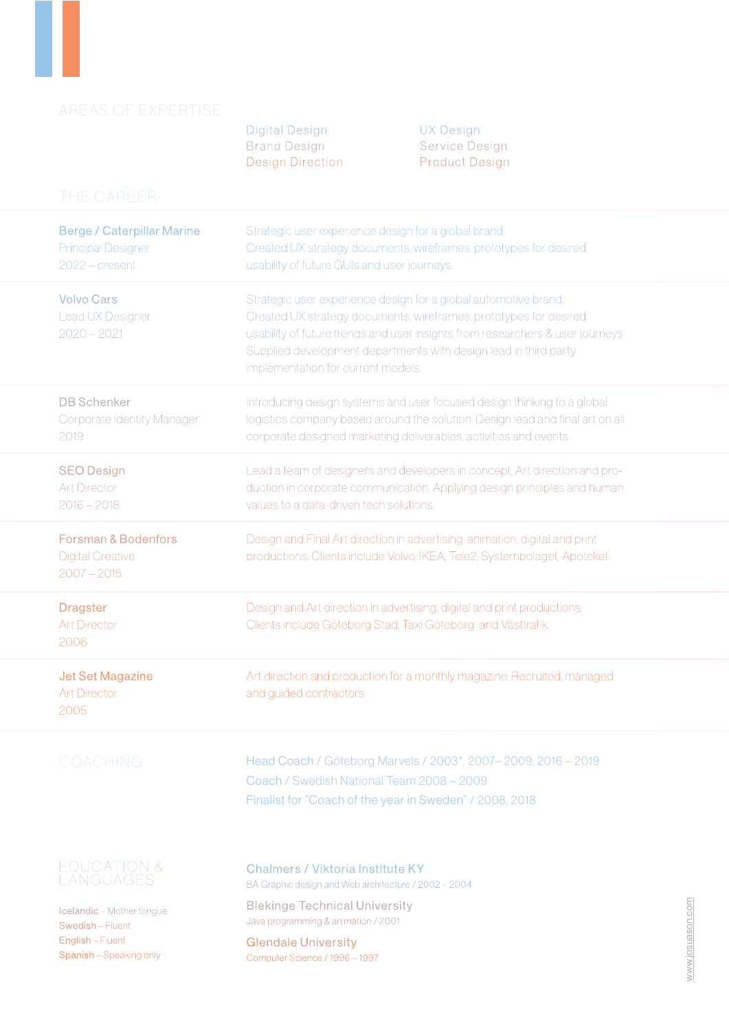## AREAS OF EXPERTISE

Digital Design
Brand Design
Design Direction

UX Design
Service Design
Product Design

## THE CAREER

**Berge / Caterpillar Marine**
Principal Designer
2022 – present

Strategic user experience design for a global brand.
Created UX strategy documents, wireframes, prototypes for desired usability of future GUIs and user journeys.

**Volvo Cars**
Lead UX Designer
2020 – 2021

Strategic user experience design for a global automotive brand.
Created UX strategy documents, wireframes, prototypes for desired usability of future trends and user insights from researchers & user journeys.
Supplied development departments with design lead in third party implementation for current models.

**DB Schenker**
Corporate Identity Manager
2019

Introducing design systems and user focused design thinking to a global logistics company based around the solution. Design lead and final art on all corporate designed marketing deliverables, activities and events.

**SEO Design**
Art Director
2016 – 2018

Lead a team of designers and developers in concept, Art direction and production in corporate communication. Applying design principles and human values to a data-driven tech solutions.

**Forsman & Bodenfors**
Digital Creative
2007 – 2015

Design and Final Art direction in advertising, animation, digital and print productions. Clients include Volvo, IKEA, Tele2, Systembolaget, Apoteket.

**Dragster**
Art Director
2006

Design and Art direction in advertising, digital and print productions.
Clients include Göteborg Stad, Taxi Göteborg and Västtrafik.

**Jet Set Magazine**
Art Director
2005

Art direction and production for a monthly magazine. Recruited, managed and guided contractors.

## COACHING

Head Coach / Göteborg Marvels / 2003*, 2007– 2009, 2016 – 2019
Coach / Swedish National Team 2008 – 2009
Finalist for "Coach of the year in Sweden" / 2008, 2018

## EDUCATION & LANGUAGES

**Chalmers / Viktoria Institute KY**
BA Graphic design and Web architecture / 2002 – 2004

**Blekinge Technical University**
Java programming & animation / 2001

**Glendale University**
Computer Science / 1996 – 1997

Icelandic – Mother tongue
Swedish – Fluent
English – Fluent
Spanish – Speaking only

www.josuason.com